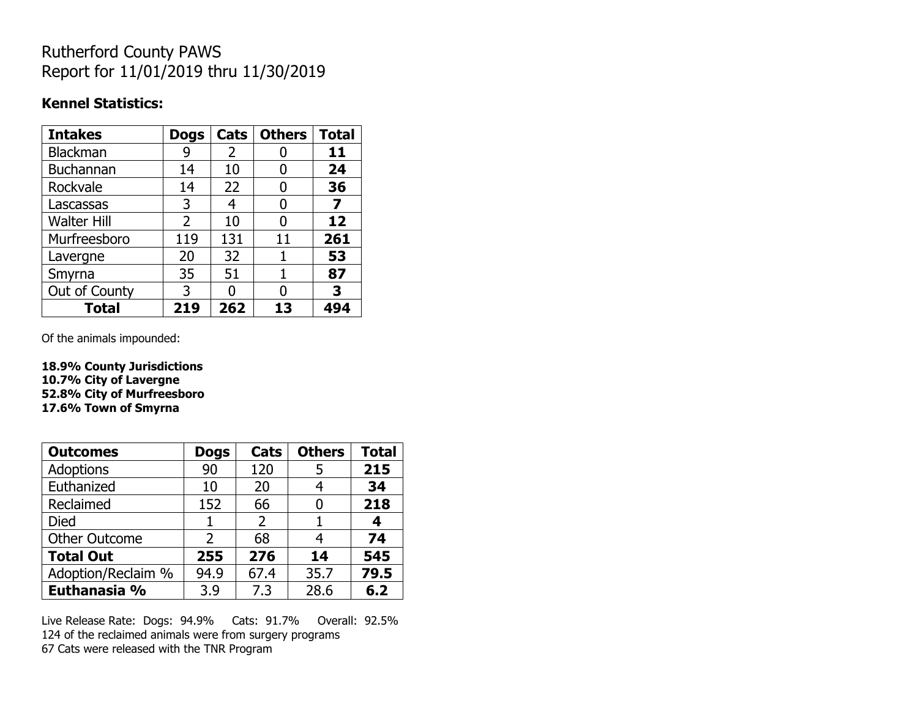# Rutherford County PAWS
Report for 11/01/2019 thru 11/30/2019

**Kennel Statistics:**

| Intakes | Dogs | Cats | Others | Total |
|---|---|---|---|---|
| Blackman | 9 | 2 | 0 | **11** |
| Buchannan | 14 | 10 | 0 | **24** |
| Rockvale | 14 | 22 | 0 | **36** |
| Lascassas | 3 | 4 | 0 | **7** |
| Walter Hill | 2 | 10 | 0 | **12** |
| Murfreesboro | 119 | 131 | 11 | **261** |
| Lavergne | 20 | 32 | 1 | **53** |
| Smyrna | 35 | 51 | 1 | **87** |
| Out of County | 3 | 0 | 0 | **3** |
| **Total** | **219** | **262** | **13** | **494** |

Of the animals impounded:

**18.9% County Jurisdictions**
**10.7% City of Lavergne**
**52.8% City of Murfreesboro**
**17.6% Town of Smyrna**

| Outcomes | Dogs | Cats | Others | Total |
|---|---|---|---|---|
| Adoptions | 90 | 120 | 5 | **215** |
| Euthanized | 10 | 20 | 4 | **34** |
| Reclaimed | 152 | 66 | 0 | **218** |
| Died | 1 | 2 | 1 | **4** |
| Other Outcome | 2 | 68 | 4 | **74** |
| **Total Out** | **255** | **276** | **14** | **545** |
| Adoption/Reclaim % | 94.9 | 67.4 | 35.7 | **79.5** |
| **Euthanasia %** | 3.9 | 7.3 | 28.6 | **6.2** |

Live Release Rate: Dogs: 94.9% Cats: 91.7% Overall: 92.5%
124 of the reclaimed animals were from surgery programs
67 Cats were released with the TNR Program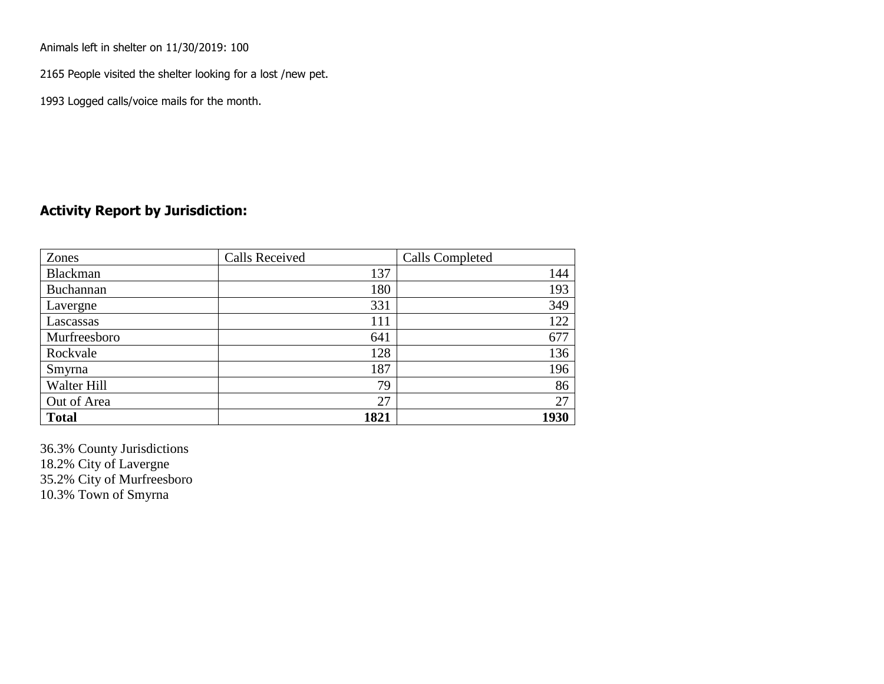Animals left in shelter on 11/30/2019: 100

2165 People visited the shelter looking for a lost /new pet.

1993 Logged calls/voice mails for the month.

## Activity Report by Jurisdiction:

| Zones | Calls Received | Calls Completed |
|---|---|---|
| Blackman | 137 | 144 |
| Buchannan | 180 | 193 |
| Lavergne | 331 | 349 |
| Lascassas | 111 | 122 |
| Murfreesboro | 641 | 677 |
| Rockvale | 128 | 136 |
| Smyrna | 187 | 196 |
| Walter Hill | 79 | 86 |
| Out of Area | 27 | 27 |
| **Total** | **1821** | **1930** |

36.3% County Jurisdictions
18.2% City of Lavergne
35.2% City of Murfreesboro
10.3% Town of Smyrna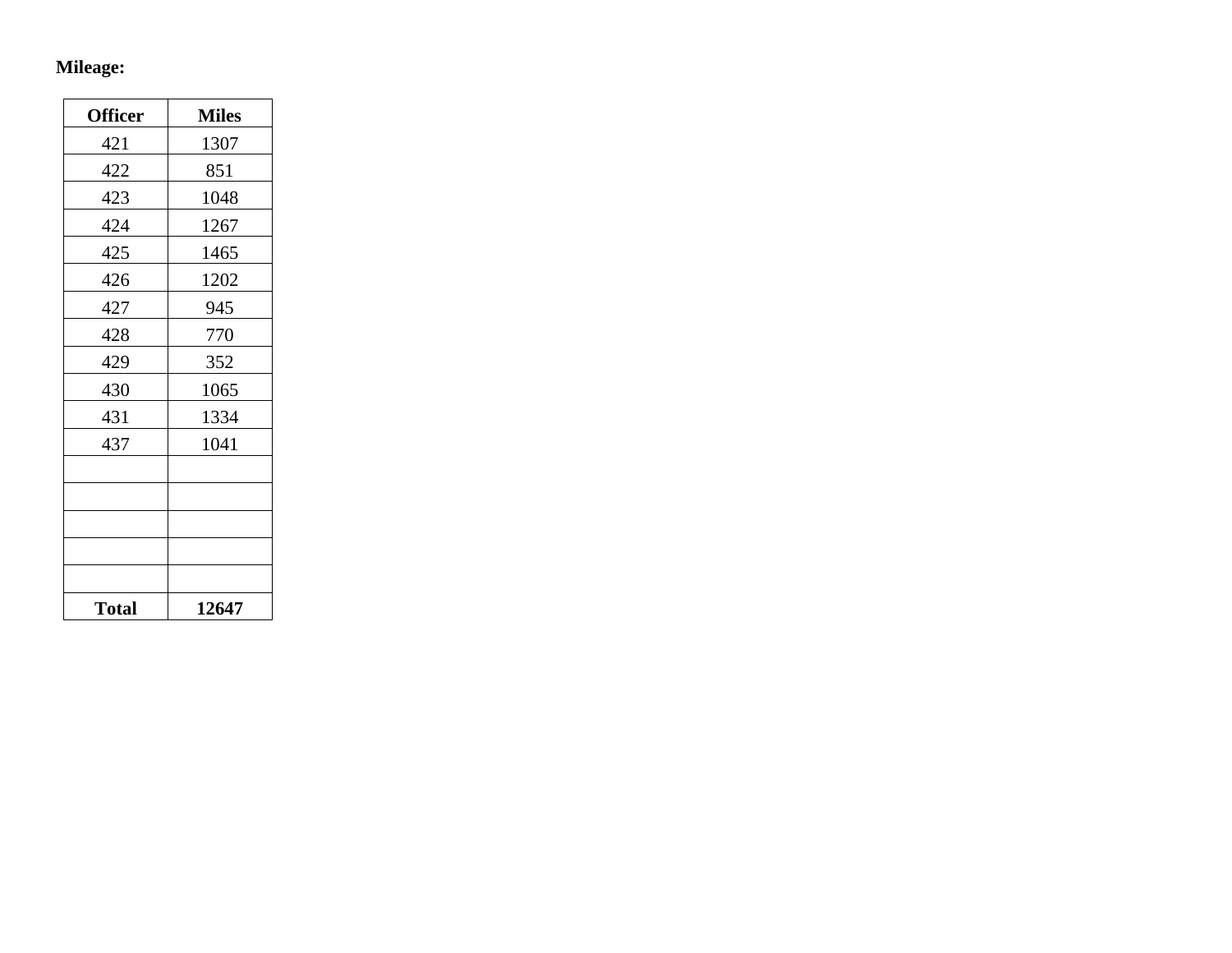**Mileage:**

| Officer | Miles |
|---|---|
| 421 | 1307 |
| 422 | 851 |
| 423 | 1048 |
| 424 | 1267 |
| 425 | 1465 |
| 426 | 1202 |
| 427 | 945 |
| 428 | 770 |
| 429 | 352 |
| 430 | 1065 |
| 431 | 1334 |
| 437 | 1041 |
| | |
| | |
| | |
| | |
| | |
| **Total** | **12647** |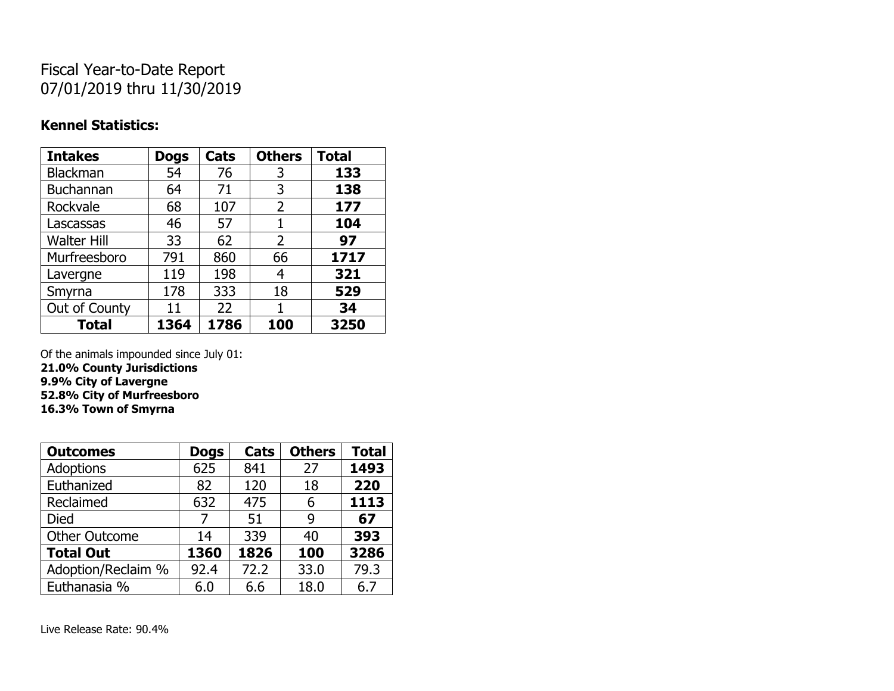# Fiscal Year-to-Date Report
# 07/01/2019 thru 11/30/2019

**Kennel Statistics:**

| Intakes | Dogs | Cats | Others | Total |
|---|---|---|---|---|
| Blackman | 54 | 76 | 3 | **133** |
| Buchannan | 64 | 71 | 3 | **138** |
| Rockvale | 68 | 107 | 2 | **177** |
| Lascassas | 46 | 57 | 1 | **104** |
| Walter Hill | 33 | 62 | 2 | **97** |
| Murfreesboro | 791 | 860 | 66 | **1717** |
| Lavergne | 119 | 198 | 4 | **321** |
| Smyrna | 178 | 333 | 18 | **529** |
| Out of County | 11 | 22 | 1 | **34** |
| **Total** | **1364** | **1786** | **100** | **3250** |

Of the animals impounded since July 01:
**21.0% County Jurisdictions**
**9.9% City of Lavergne**
**52.8% City of Murfreesboro**
**16.3% Town of Smyrna**

| Outcomes | Dogs | Cats | Others | Total |
|---|---|---|---|---|
| Adoptions | 625 | 841 | 27 | **1493** |
| Euthanized | 82 | 120 | 18 | **220** |
| Reclaimed | 632 | 475 | 6 | **1113** |
| Died | 7 | 51 | 9 | **67** |
| Other Outcome | 14 | 339 | 40 | **393** |
| **Total Out** | **1360** | **1826** | **100** | **3286** |
| Adoption/Reclaim % | 92.4 | 72.2 | 33.0 | 79.3 |
| Euthanasia % | 6.0 | 6.6 | 18.0 | 6.7 |

Live Release Rate: 90.4%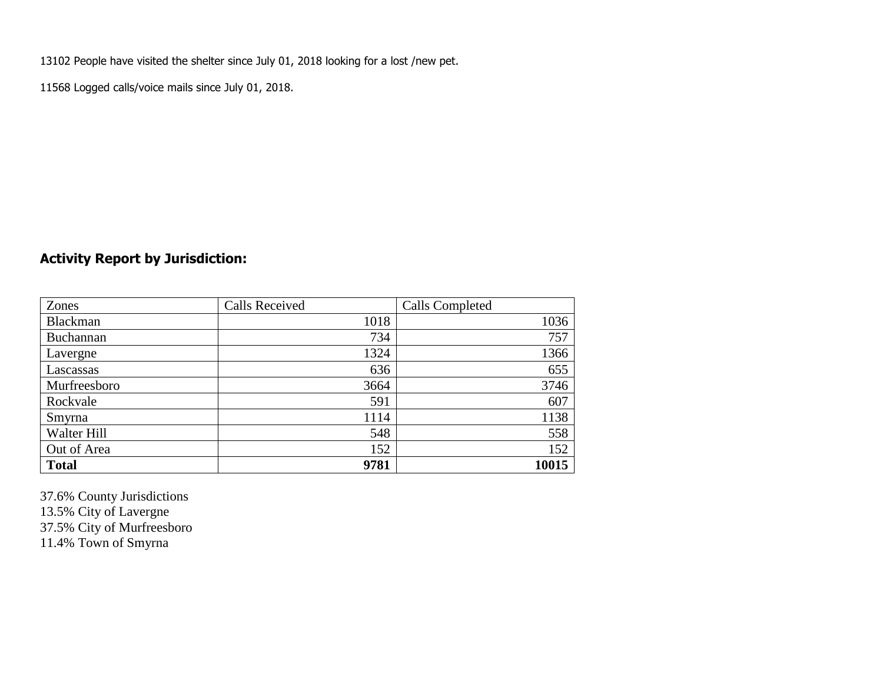13102 People have visited the shelter since July 01, 2018 looking for a lost /new pet.

11568 Logged calls/voice mails since July 01, 2018.

## Activity Report by Jurisdiction:

| Zones | Calls Received | Calls Completed |
|---|---|---|
| Blackman | 1018 | 1036 |
| Buchannan | 734 | 757 |
| Lavergne | 1324 | 1366 |
| Lascassas | 636 | 655 |
| Murfreesboro | 3664 | 3746 |
| Rockvale | 591 | 607 |
| Smyrna | 1114 | 1138 |
| Walter Hill | 548 | 558 |
| Out of Area | 152 | 152 |
| **Total** | **9781** | **10015** |

37.6% County Jurisdictions  
13.5% City of Lavergne  
37.5% City of Murfreesboro  
11.4% Town of Smyrna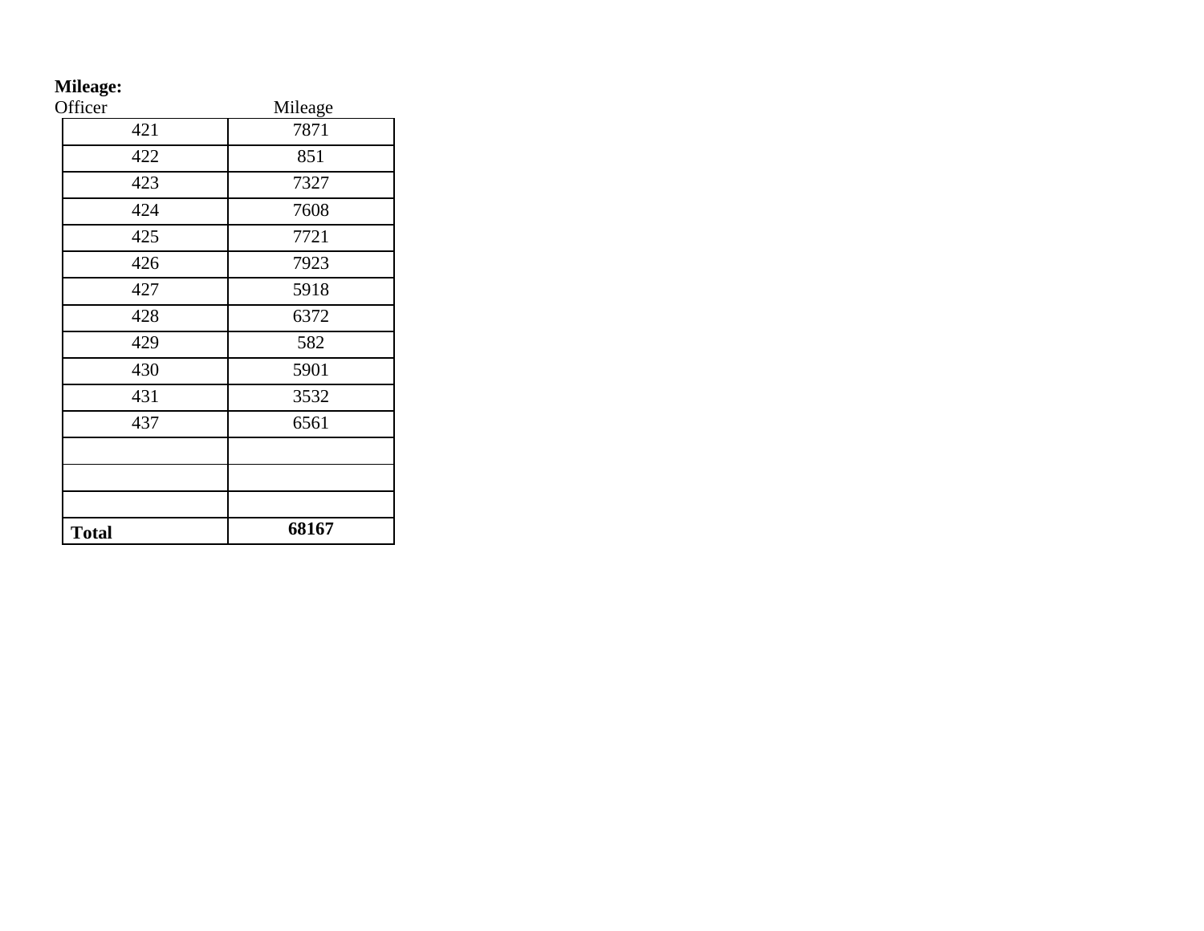**Mileage:**

| Officer | Mileage |
|---|---|
| 421 | 7871 |
| 422 | 851 |
| 423 | 7327 |
| 424 | 7608 |
| 425 | 7721 |
| 426 | 7923 |
| 427 | 5918 |
| 428 | 6372 |
| 429 | 582 |
| 430 | 5901 |
| 431 | 3532 |
| 437 | 6561 |
| | |
| | |
| | |
| **Total** | **68167** |